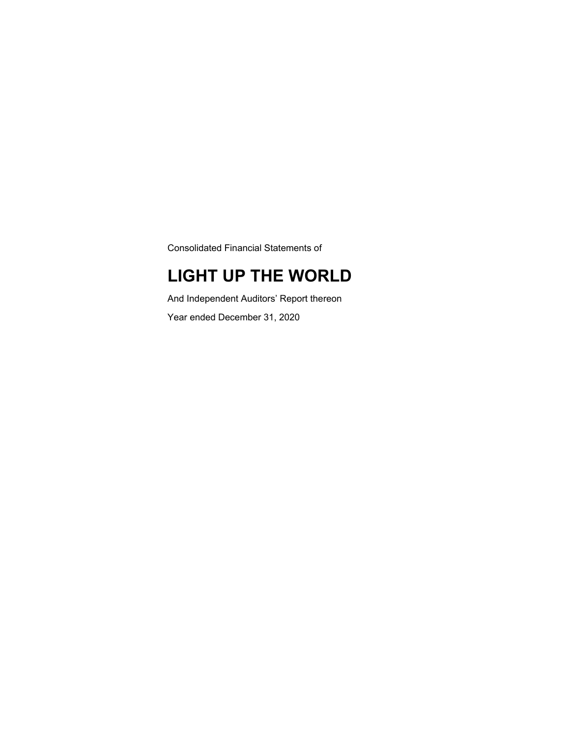Consolidated Financial Statements of

# LIGHT UP THE WORLD

And Independent Auditors’ Report thereon

Year ended December 31, 2020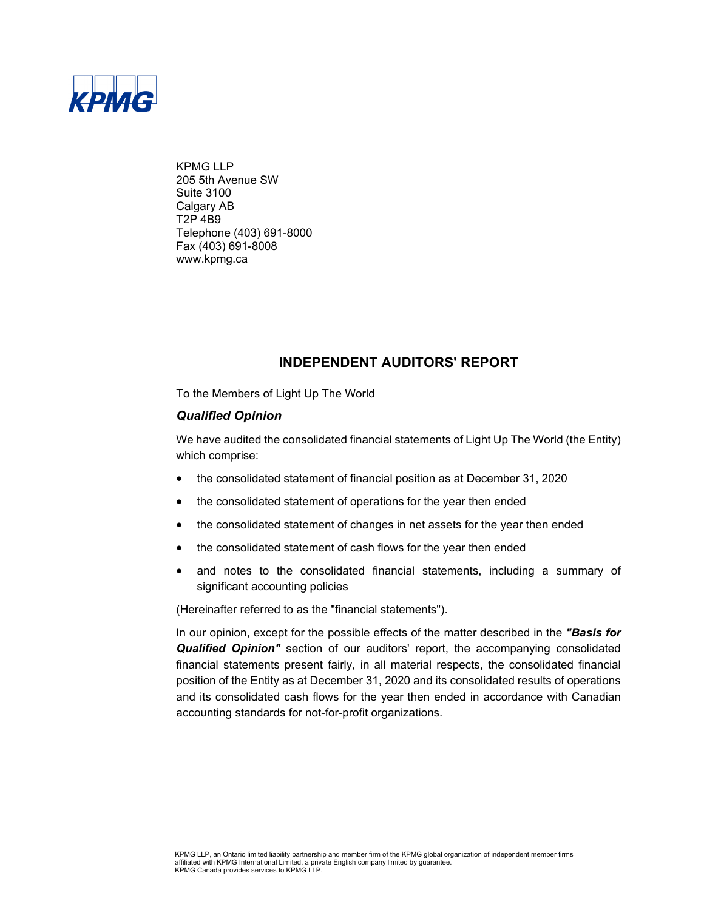KPMG LLP
205 5th Avenue SW
Suite 3100
Calgary AB
T2P 4B9
Telephone (403) 691-8000
Fax (403) 691-8008
www.kpmg.ca

## INDEPENDENT AUDITORS' REPORT

To the Members of Light Up The World

### *Qualified Opinion*

We have audited the consolidated financial statements of Light Up The World (the Entity) which comprise:

- the consolidated statement of financial position as at December 31, 2020
- the consolidated statement of operations for the year then ended
- the consolidated statement of changes in net assets for the year then ended
- the consolidated statement of cash flows for the year then ended
- and notes to the consolidated financial statements, including a summary of significant accounting policies

(Hereinafter referred to as the "financial statements").

In our opinion, except for the possible effects of the matter described in the ***"Basis for Qualified Opinion"*** section of our auditors' report, the accompanying consolidated financial statements present fairly, in all material respects, the consolidated financial position of the Entity as at December 31, 2020 and its consolidated results of operations and its consolidated cash flows for the year then ended in accordance with Canadian accounting standards for not-for-profit organizations.

KPMG LLP, an Ontario limited liability partnership and member firm of the KPMG global organization of independent member firms affiliated with KPMG International Limited, a private English company limited by guarantee.
KPMG Canada provides services to KPMG LLP.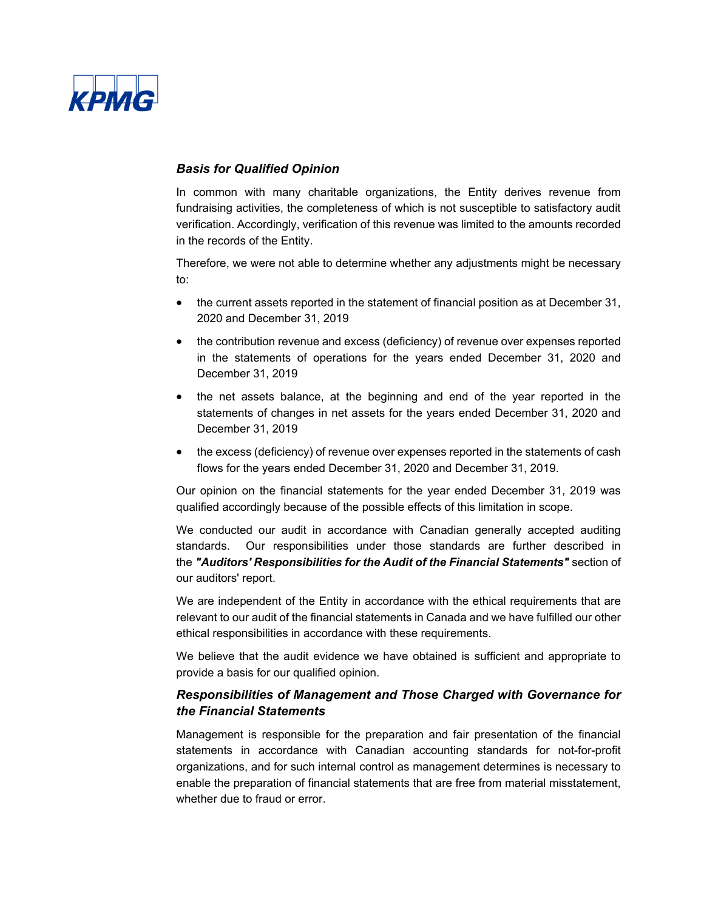### *Basis for Qualified Opinion*

In common with many charitable organizations, the Entity derives revenue from fundraising activities, the completeness of which is not susceptible to satisfactory audit verification. Accordingly, verification of this revenue was limited to the amounts recorded in the records of the Entity.

Therefore, we were not able to determine whether any adjustments might be necessary to:

- the current assets reported in the statement of financial position as at December 31, 2020 and December 31, 2019
- the contribution revenue and excess (deficiency) of revenue over expenses reported in the statements of operations for the years ended December 31, 2020 and December 31, 2019
- the net assets balance, at the beginning and end of the year reported in the statements of changes in net assets for the years ended December 31, 2020 and December 31, 2019
- the excess (deficiency) of revenue over expenses reported in the statements of cash flows for the years ended December 31, 2020 and December 31, 2019.

Our opinion on the financial statements for the year ended December 31, 2019 was qualified accordingly because of the possible effects of this limitation in scope.

We conducted our audit in accordance with Canadian generally accepted auditing standards. Our responsibilities under those standards are further described in the ***"Auditors' Responsibilities for the Audit of the Financial Statements"*** section of our auditors' report.

We are independent of the Entity in accordance with the ethical requirements that are relevant to our audit of the financial statements in Canada and we have fulfilled our other ethical responsibilities in accordance with these requirements.

We believe that the audit evidence we have obtained is sufficient and appropriate to provide a basis for our qualified opinion.

### *Responsibilities of Management and Those Charged with Governance for the Financial Statements*

Management is responsible for the preparation and fair presentation of the financial statements in accordance with Canadian accounting standards for not-for-profit organizations, and for such internal control as management determines is necessary to enable the preparation of financial statements that are free from material misstatement, whether due to fraud or error.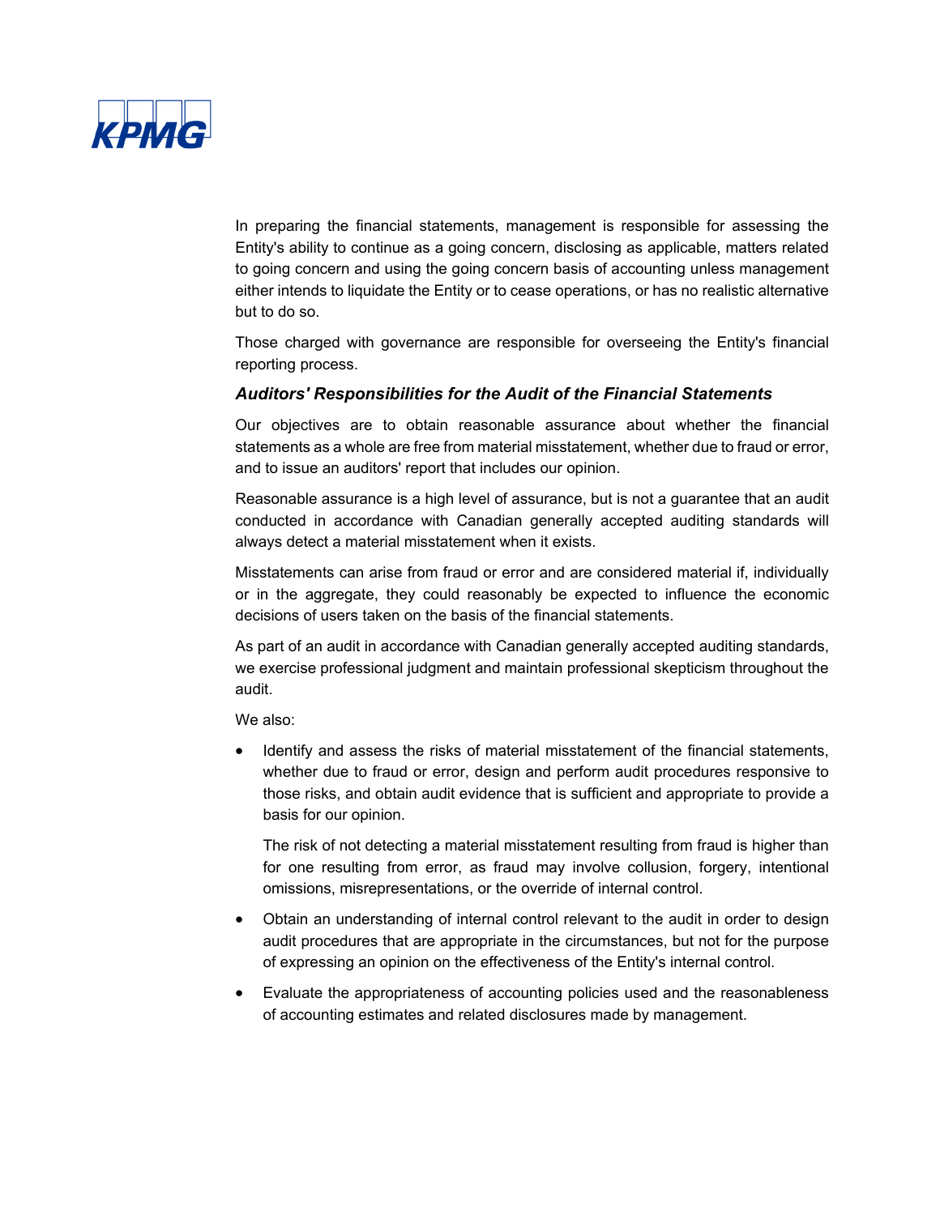In preparing the financial statements, management is responsible for assessing the Entity's ability to continue as a going concern, disclosing as applicable, matters related to going concern and using the going concern basis of accounting unless management either intends to liquidate the Entity or to cease operations, or has no realistic alternative but to do so.

Those charged with governance are responsible for overseeing the Entity's financial reporting process.

### *Auditors' Responsibilities for the Audit of the Financial Statements*

Our objectives are to obtain reasonable assurance about whether the financial statements as a whole are free from material misstatement, whether due to fraud or error, and to issue an auditors' report that includes our opinion.

Reasonable assurance is a high level of assurance, but is not a guarantee that an audit conducted in accordance with Canadian generally accepted auditing standards will always detect a material misstatement when it exists.

Misstatements can arise from fraud or error and are considered material if, individually or in the aggregate, they could reasonably be expected to influence the economic decisions of users taken on the basis of the financial statements.

As part of an audit in accordance with Canadian generally accepted auditing standards, we exercise professional judgment and maintain professional skepticism throughout the audit.

We also:

- Identify and assess the risks of material misstatement of the financial statements, whether due to fraud or error, design and perform audit procedures responsive to those risks, and obtain audit evidence that is sufficient and appropriate to provide a basis for our opinion.

  The risk of not detecting a material misstatement resulting from fraud is higher than for one resulting from error, as fraud may involve collusion, forgery, intentional omissions, misrepresentations, or the override of internal control.

- Obtain an understanding of internal control relevant to the audit in order to design audit procedures that are appropriate in the circumstances, but not for the purpose of expressing an opinion on the effectiveness of the Entity's internal control.

- Evaluate the appropriateness of accounting policies used and the reasonableness of accounting estimates and related disclosures made by management.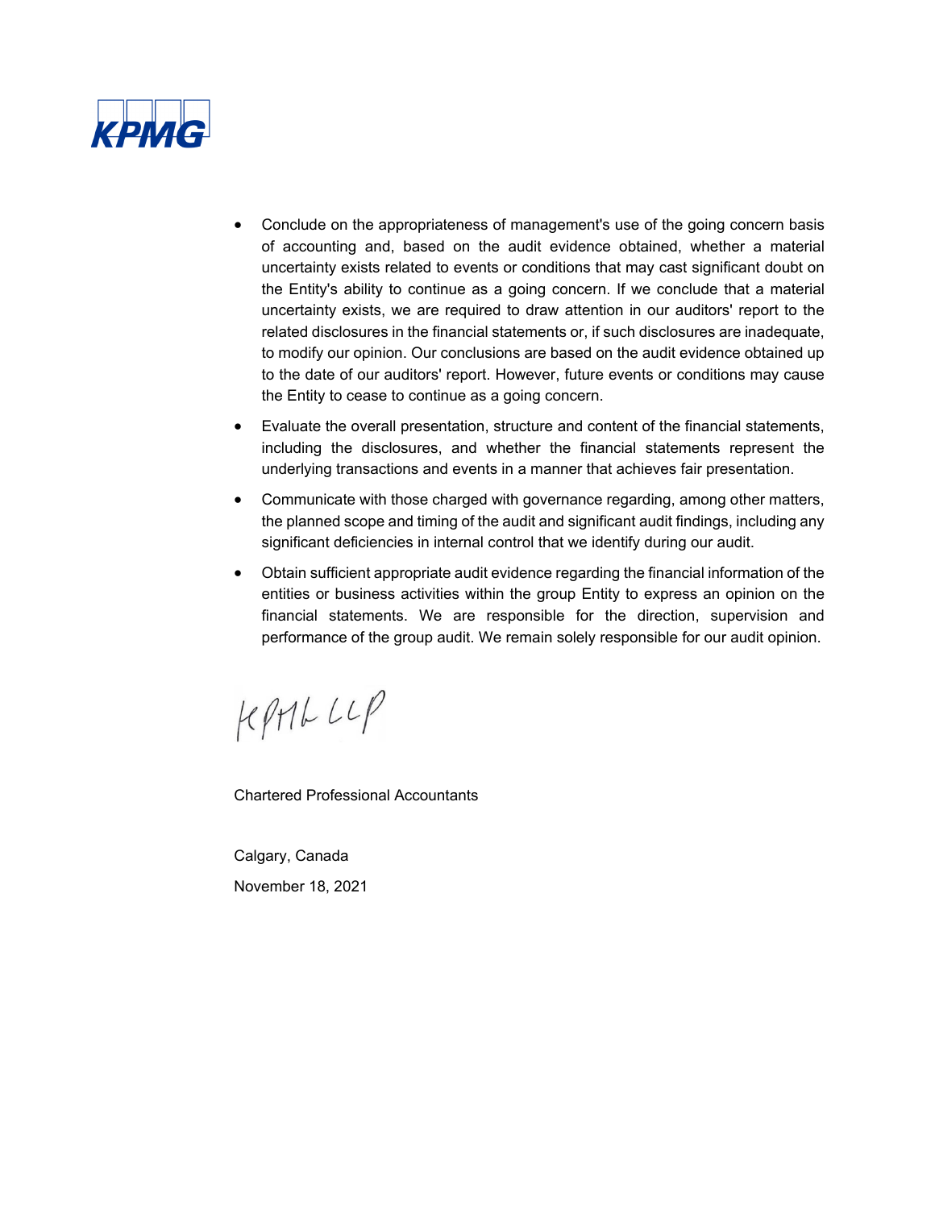- Conclude on the appropriateness of management's use of the going concern basis of accounting and, based on the audit evidence obtained, whether a material uncertainty exists related to events or conditions that may cast significant doubt on the Entity's ability to continue as a going concern. If we conclude that a material uncertainty exists, we are required to draw attention in our auditors' report to the related disclosures in the financial statements or, if such disclosures are inadequate, to modify our opinion. Our conclusions are based on the audit evidence obtained up to the date of our auditors' report. However, future events or conditions may cause the Entity to cease to continue as a going concern.
- Evaluate the overall presentation, structure and content of the financial statements, including the disclosures, and whether the financial statements represent the underlying transactions and events in a manner that achieves fair presentation.
- Communicate with those charged with governance regarding, among other matters, the planned scope and timing of the audit and significant audit findings, including any significant deficiencies in internal control that we identify during our audit.
- Obtain sufficient appropriate audit evidence regarding the financial information of the entities or business activities within the group Entity to express an opinion on the financial statements. We are responsible for the direction, supervision and performance of the group audit. We remain solely responsible for our audit opinion.

KPMG LLP

Chartered Professional Accountants

Calgary, Canada

November 18, 2021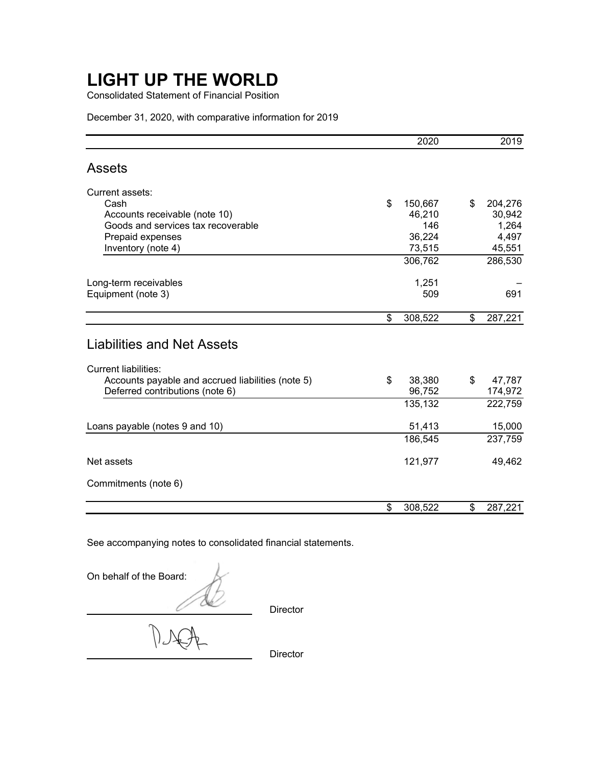# LIGHT UP THE WORLD

Consolidated Statement of Financial Position

December 31, 2020, with comparative information for 2019

| | 2020 | 2019 |
|---|---|---|
| **Assets** | | |
| Current assets: | | |
| Cash | $ 150,667 | $ 204,276 |
| Accounts receivable (note 10) | 46,210 | 30,942 |
| Goods and services tax recoverable | 146 | 1,264 |
| Prepaid expenses | 36,224 | 4,497 |
| Inventory (note 4) | 73,515 | 45,551 |
| | 306,762 | 286,530 |
| Long-term receivables | 1,251 | – |
| Equipment (note 3) | 509 | 691 |
| | $ 308,522 | $ 287,221 |
| **Liabilities and Net Assets** | | |
| Current liabilities: | | |
| Accounts payable and accrued liabilities (note 5) | $ 38,380 | $ 47,787 |
| Deferred contributions (note 6) | 96,752 | 174,972 |
| | 135,132 | 222,759 |
| Loans payable (notes 9 and 10) | 51,413 | 15,000 |
| | 186,545 | 237,759 |
| Net assets | 121,977 | 49,462 |
| Commitments (note 6) | | |
| | $ 308,522 | $ 287,221 |

See accompanying notes to consolidated financial statements.

On behalf of the Board:

_________________________ Director

_________________________ Director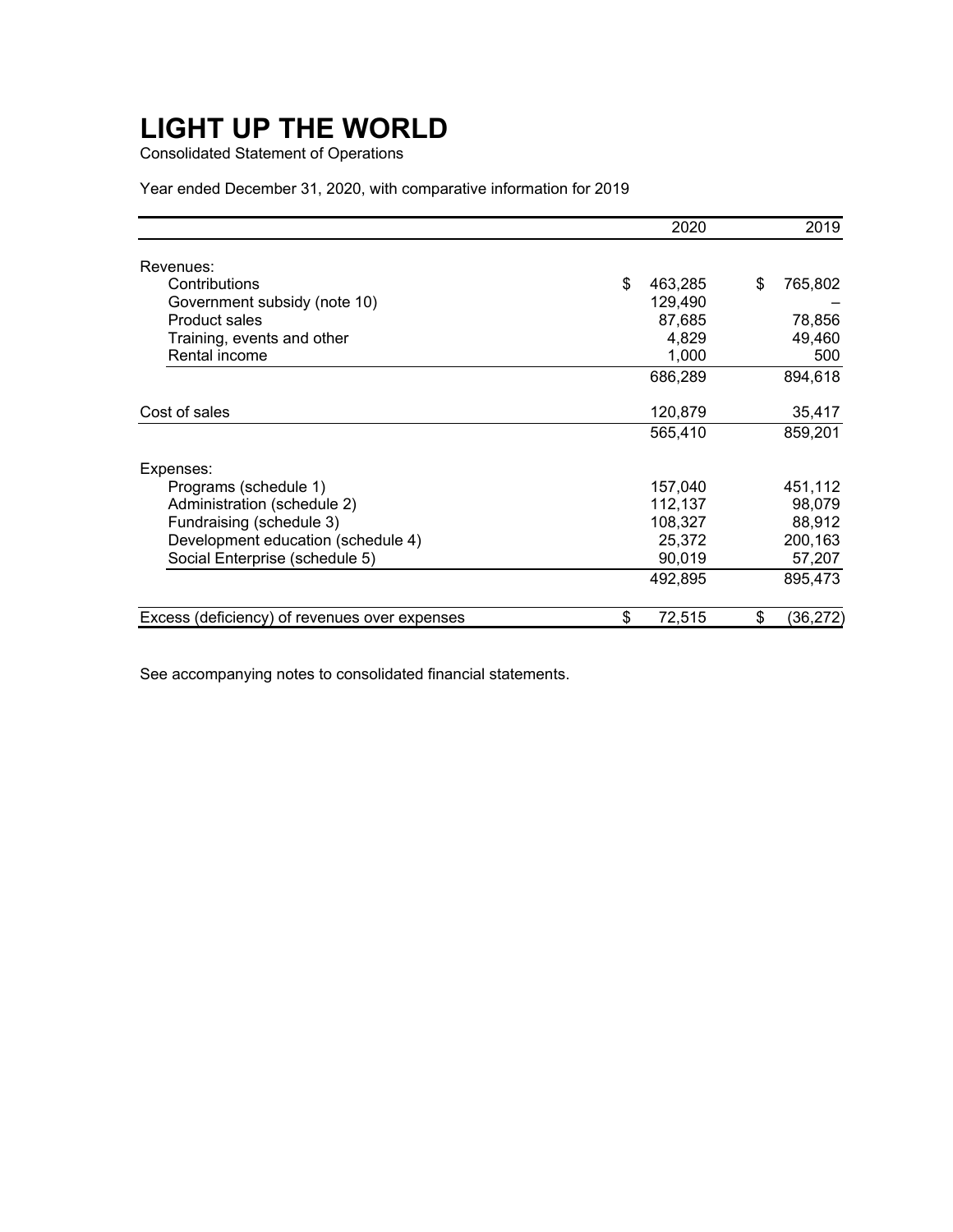# LIGHT UP THE WORLD

Consolidated Statement of Operations

Year ended December 31, 2020, with comparative information for 2019

| | 2020 | 2019 |
|---|---|---|
| Revenues: | | |
| Contributions | $ 463,285 | $ 765,802 |
| Government subsidy (note 10) | 129,490 | – |
| Product sales | 87,685 | 78,856 |
| Training, events and other | 4,829 | 49,460 |
| Rental income | 1,000 | 500 |
| | 686,289 | 894,618 |
| Cost of sales | 120,879 | 35,417 |
| | 565,410 | 859,201 |
| Expenses: | | |
| Programs (schedule 1) | 157,040 | 451,112 |
| Administration (schedule 2) | 112,137 | 98,079 |
| Fundraising (schedule 3) | 108,327 | 88,912 |
| Development education (schedule 4) | 25,372 | 200,163 |
| Social Enterprise (schedule 5) | 90,019 | 57,207 |
| | 492,895 | 895,473 |
| Excess (deficiency) of revenues over expenses | $ 72,515 | $ (36,272) |

See accompanying notes to consolidated financial statements.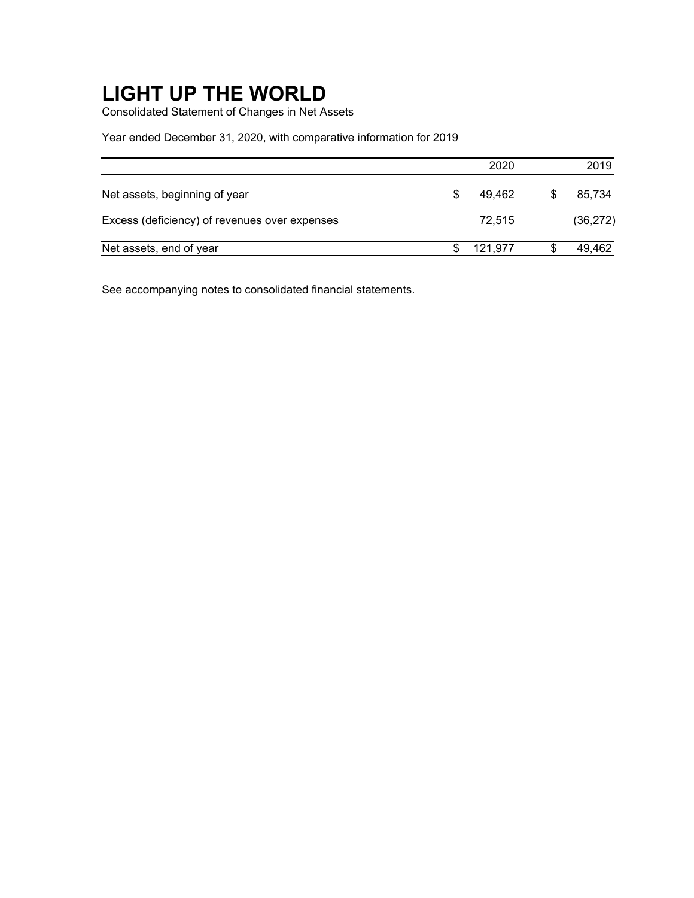# LIGHT UP THE WORLD

Consolidated Statement of Changes in Net Assets

Year ended December 31, 2020, with comparative information for 2019

| | 2020 | 2019 |
|---|---|---|
| Net assets, beginning of year | $ 49,462 | $ 85,734 |
| Excess (deficiency) of revenues over expenses | 72,515 | (36,272) |
| Net assets, end of year | $ 121,977 | $ 49,462 |

See accompanying notes to consolidated financial statements.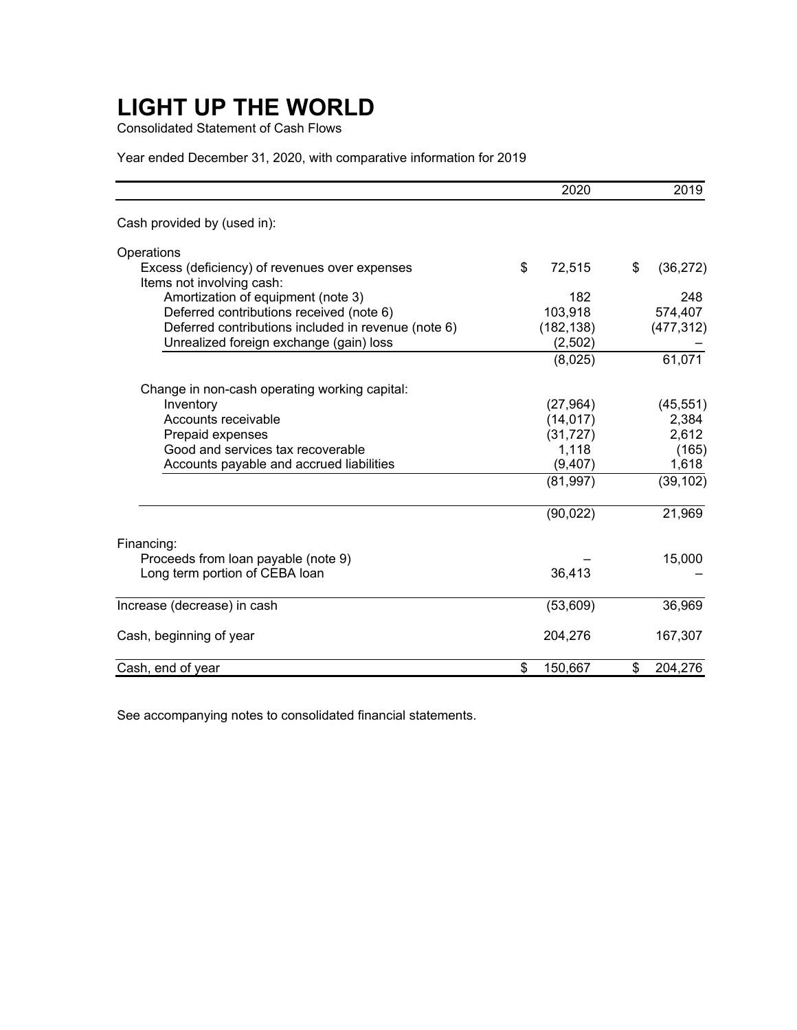# LIGHT UP THE WORLD

Consolidated Statement of Cash Flows

Year ended December 31, 2020, with comparative information for 2019

| | 2020 | 2019 |
|---|---|---|
| Cash provided by (used in): | | |
| Operations | | |
| Excess (deficiency) of revenues over expenses | $ 72,515 | $ (36,272) |
| Items not involving cash: | | |
| Amortization of equipment (note 3) | 182 | 248 |
| Deferred contributions received (note 6) | 103,918 | 574,407 |
| Deferred contributions included in revenue (note 6) | (182,138) | (477,312) |
| Unrealized foreign exchange (gain) loss | (2,502) | – |
| | (8,025) | 61,071 |
| Change in non-cash operating working capital: | | |
| Inventory | (27,964) | (45,551) |
| Accounts receivable | (14,017) | 2,384 |
| Prepaid expenses | (31,727) | 2,612 |
| Good and services tax recoverable | 1,118 | (165) |
| Accounts payable and accrued liabilities | (9,407) | 1,618 |
| | (81,997) | (39,102) |
| | (90,022) | 21,969 |
| Financing: | | |
| Proceeds from loan payable (note 9) | – | 15,000 |
| Long term portion of CEBA loan | 36,413 | – |
| Increase (decrease) in cash | (53,609) | 36,969 |
| Cash, beginning of year | 204,276 | 167,307 |
| Cash, end of year | $ 150,667 | $ 204,276 |

See accompanying notes to consolidated financial statements.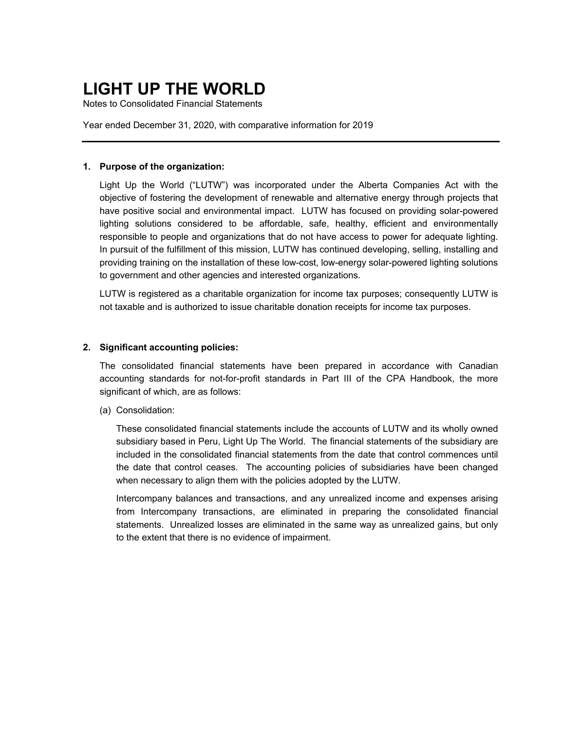# LIGHT UP THE WORLD

Notes to Consolidated Financial Statements

Year ended December 31, 2020, with comparative information for 2019

---

**1. Purpose of the organization:**

Light Up the World ("LUTW") was incorporated under the Alberta Companies Act with the objective of fostering the development of renewable and alternative energy through projects that have positive social and environmental impact. LUTW has focused on providing solar-powered lighting solutions considered to be affordable, safe, healthy, efficient and environmentally responsible to people and organizations that do not have access to power for adequate lighting. In pursuit of the fulfillment of this mission, LUTW has continued developing, selling, installing and providing training on the installation of these low-cost, low-energy solar-powered lighting solutions to government and other agencies and interested organizations.

LUTW is registered as a charitable organization for income tax purposes; consequently LUTW is not taxable and is authorized to issue charitable donation receipts for income tax purposes.

**2. Significant accounting policies:**

The consolidated financial statements have been prepared in accordance with Canadian accounting standards for not-for-profit standards in Part III of the CPA Handbook, the more significant of which, are as follows:

(a) Consolidation:

These consolidated financial statements include the accounts of LUTW and its wholly owned subsidiary based in Peru, Light Up The World. The financial statements of the subsidiary are included in the consolidated financial statements from the date that control commences until the date that control ceases. The accounting policies of subsidiaries have been changed when necessary to align them with the policies adopted by the LUTW.

Intercompany balances and transactions, and any unrealized income and expenses arising from Intercompany transactions, are eliminated in preparing the consolidated financial statements. Unrealized losses are eliminated in the same way as unrealized gains, but only to the extent that there is no evidence of impairment.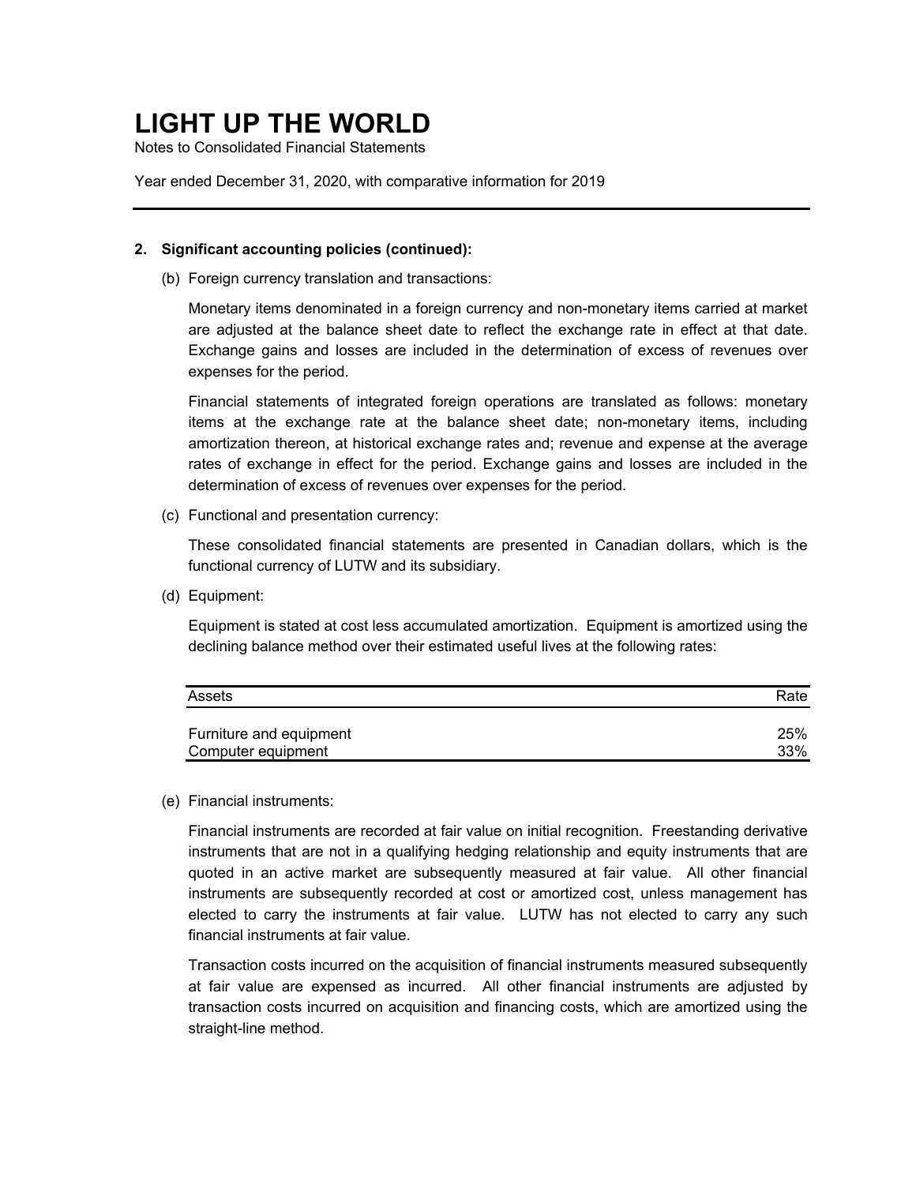# LIGHT UP THE WORLD

Notes to Consolidated Financial Statements

Year ended December 31, 2020, with comparative information for 2019

---

**2. Significant accounting policies (continued):**

(b) Foreign currency translation and transactions:

Monetary items denominated in a foreign currency and non-monetary items carried at market are adjusted at the balance sheet date to reflect the exchange rate in effect at that date. Exchange gains and losses are included in the determination of excess of revenues over expenses for the period.

Financial statements of integrated foreign operations are translated as follows: monetary items at the exchange rate at the balance sheet date; non-monetary items, including amortization thereon, at historical exchange rates and; revenue and expense at the average rates of exchange in effect for the period. Exchange gains and losses are included in the determination of excess of revenues over expenses for the period.

(c) Functional and presentation currency:

These consolidated financial statements are presented in Canadian dollars, which is the functional currency of LUTW and its subsidiary.

(d) Equipment:

Equipment is stated at cost less accumulated amortization. Equipment is amortized using the declining balance method over their estimated useful lives at the following rates:

| Assets | Rate |
|---|---|
| Furniture and equipment | 25% |
| Computer equipment | 33% |

(e) Financial instruments:

Financial instruments are recorded at fair value on initial recognition. Freestanding derivative instruments that are not in a qualifying hedging relationship and equity instruments that are quoted in an active market are subsequently measured at fair value. All other financial instruments are subsequently recorded at cost or amortized cost, unless management has elected to carry the instruments at fair value. LUTW has not elected to carry any such financial instruments at fair value.

Transaction costs incurred on the acquisition of financial instruments measured subsequently at fair value are expensed as incurred. All other financial instruments are adjusted by transaction costs incurred on acquisition and financing costs, which are amortized using the straight-line method.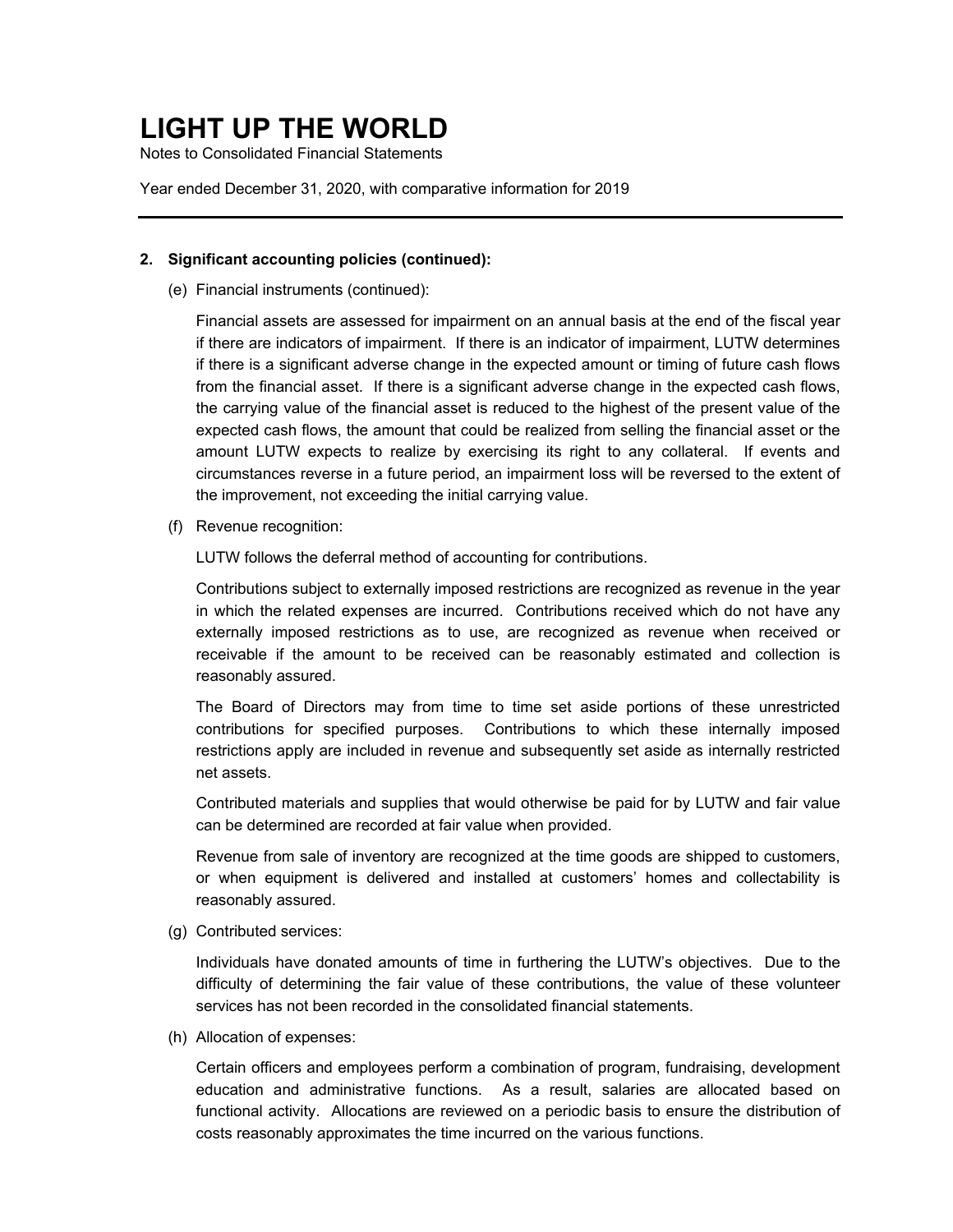# LIGHT UP THE WORLD

Notes to Consolidated Financial Statements

Year ended December 31, 2020, with comparative information for 2019

## 2. Significant accounting policies (continued):

(e) Financial instruments (continued):

Financial assets are assessed for impairment on an annual basis at the end of the fiscal year if there are indicators of impairment. If there is an indicator of impairment, LUTW determines if there is a significant adverse change in the expected amount or timing of future cash flows from the financial asset. If there is a significant adverse change in the expected cash flows, the carrying value of the financial asset is reduced to the highest of the present value of the expected cash flows, the amount that could be realized from selling the financial asset or the amount LUTW expects to realize by exercising its right to any collateral. If events and circumstances reverse in a future period, an impairment loss will be reversed to the extent of the improvement, not exceeding the initial carrying value.

(f) Revenue recognition:

LUTW follows the deferral method of accounting for contributions.

Contributions subject to externally imposed restrictions are recognized as revenue in the year in which the related expenses are incurred. Contributions received which do not have any externally imposed restrictions as to use, are recognized as revenue when received or receivable if the amount to be received can be reasonably estimated and collection is reasonably assured.

The Board of Directors may from time to time set aside portions of these unrestricted contributions for specified purposes. Contributions to which these internally imposed restrictions apply are included in revenue and subsequently set aside as internally restricted net assets.

Contributed materials and supplies that would otherwise be paid for by LUTW and fair value can be determined are recorded at fair value when provided.

Revenue from sale of inventory are recognized at the time goods are shipped to customers, or when equipment is delivered and installed at customers' homes and collectability is reasonably assured.

(g) Contributed services:

Individuals have donated amounts of time in furthering the LUTW's objectives. Due to the difficulty of determining the fair value of these contributions, the value of these volunteer services has not been recorded in the consolidated financial statements.

(h) Allocation of expenses:

Certain officers and employees perform a combination of program, fundraising, development education and administrative functions. As a result, salaries are allocated based on functional activity. Allocations are reviewed on a periodic basis to ensure the distribution of costs reasonably approximates the time incurred on the various functions.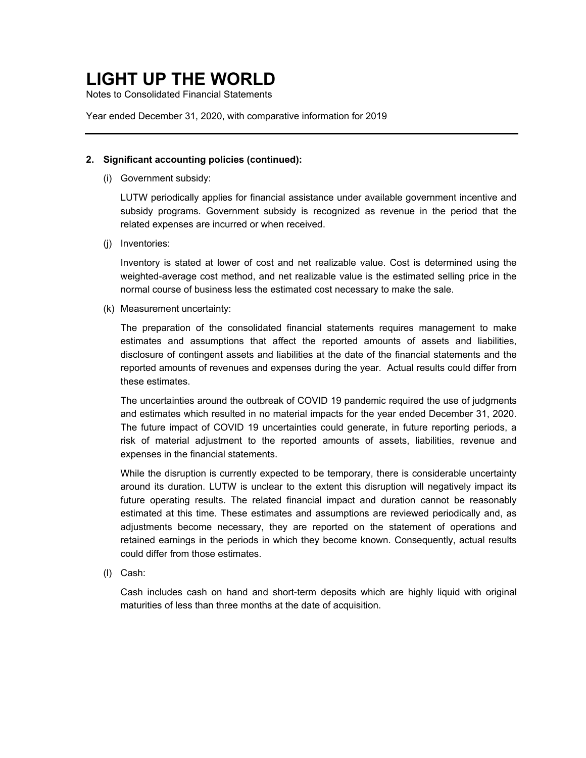## 2. Significant accounting policies (continued):

(i) Government subsidy:

LUTW periodically applies for financial assistance under available government incentive and subsidy programs. Government subsidy is recognized as revenue in the period that the related expenses are incurred or when received.

(j) Inventories:

Inventory is stated at lower of cost and net realizable value. Cost is determined using the weighted-average cost method, and net realizable value is the estimated selling price in the normal course of business less the estimated cost necessary to make the sale.

(k) Measurement uncertainty:

The preparation of the consolidated financial statements requires management to make estimates and assumptions that affect the reported amounts of assets and liabilities, disclosure of contingent assets and liabilities at the date of the financial statements and the reported amounts of revenues and expenses during the year. Actual results could differ from these estimates.

The uncertainties around the outbreak of COVID 19 pandemic required the use of judgments and estimates which resulted in no material impacts for the year ended December 31, 2020. The future impact of COVID 19 uncertainties could generate, in future reporting periods, a risk of material adjustment to the reported amounts of assets, liabilities, revenue and expenses in the financial statements.

While the disruption is currently expected to be temporary, there is considerable uncertainty around its duration. LUTW is unclear to the extent this disruption will negatively impact its future operating results. The related financial impact and duration cannot be reasonably estimated at this time. These estimates and assumptions are reviewed periodically and, as adjustments become necessary, they are reported on the statement of operations and retained earnings in the periods in which they become known. Consequently, actual results could differ from those estimates.

(l) Cash:

Cash includes cash on hand and short-term deposits which are highly liquid with original maturities of less than three months at the date of acquisition.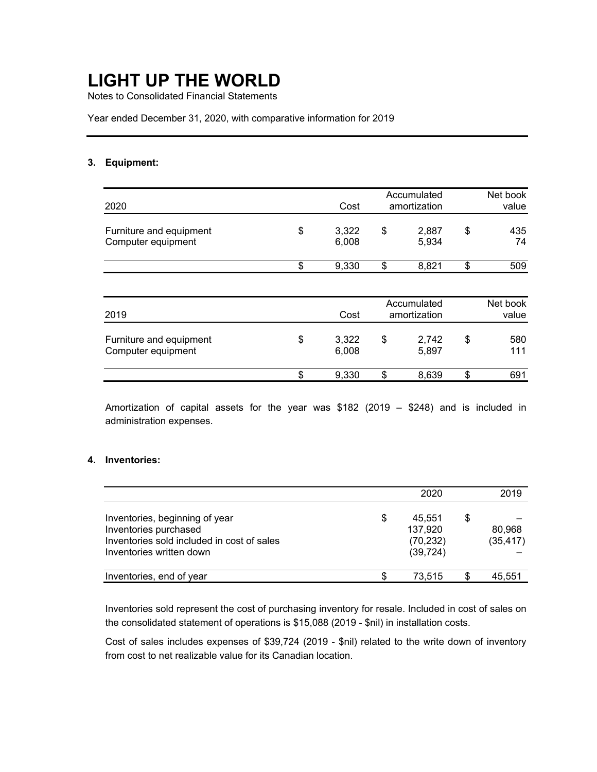# LIGHT UP THE WORLD

Notes to Consolidated Financial Statements

Year ended December 31, 2020, with comparative information for 2019

### 3. Equipment:

| 2020 | Cost | Accumulated amortization | Net book value |
|---|---|---|---|
| Furniture and equipment | $ 3,322 | $ 2,887 | $ 435 |
| Computer equipment | 6,008 | 5,934 | 74 |
| | $ 9,330 | $ 8,821 | $ 509 |

| 2019 | Cost | Accumulated amortization | Net book value |
|---|---|---|---|
| Furniture and equipment | $ 3,322 | $ 2,742 | $ 580 |
| Computer equipment | 6,008 | 5,897 | 111 |
| | $ 9,330 | $ 8,639 | $ 691 |

Amortization of capital assets for the year was $182 (2019 – $248) and is included in administration expenses.

### 4. Inventories:

| | 2020 | 2019 |
|---|---|---|
| Inventories, beginning of year | $ 45,551 | $ – |
| Inventories purchased | 137,920 | 80,968 |
| Inventories sold included in cost of sales | (70,232) | (35,417) |
| Inventories written down | (39,724) | – |
| Inventories, end of year | $ 73,515 | $ 45,551 |

Inventories sold represent the cost of purchasing inventory for resale. Included in cost of sales on the consolidated statement of operations is $15,088 (2019 - $nil) in installation costs.

Cost of sales includes expenses of $39,724 (2019 - $nil) related to the write down of inventory from cost to net realizable value for its Canadian location.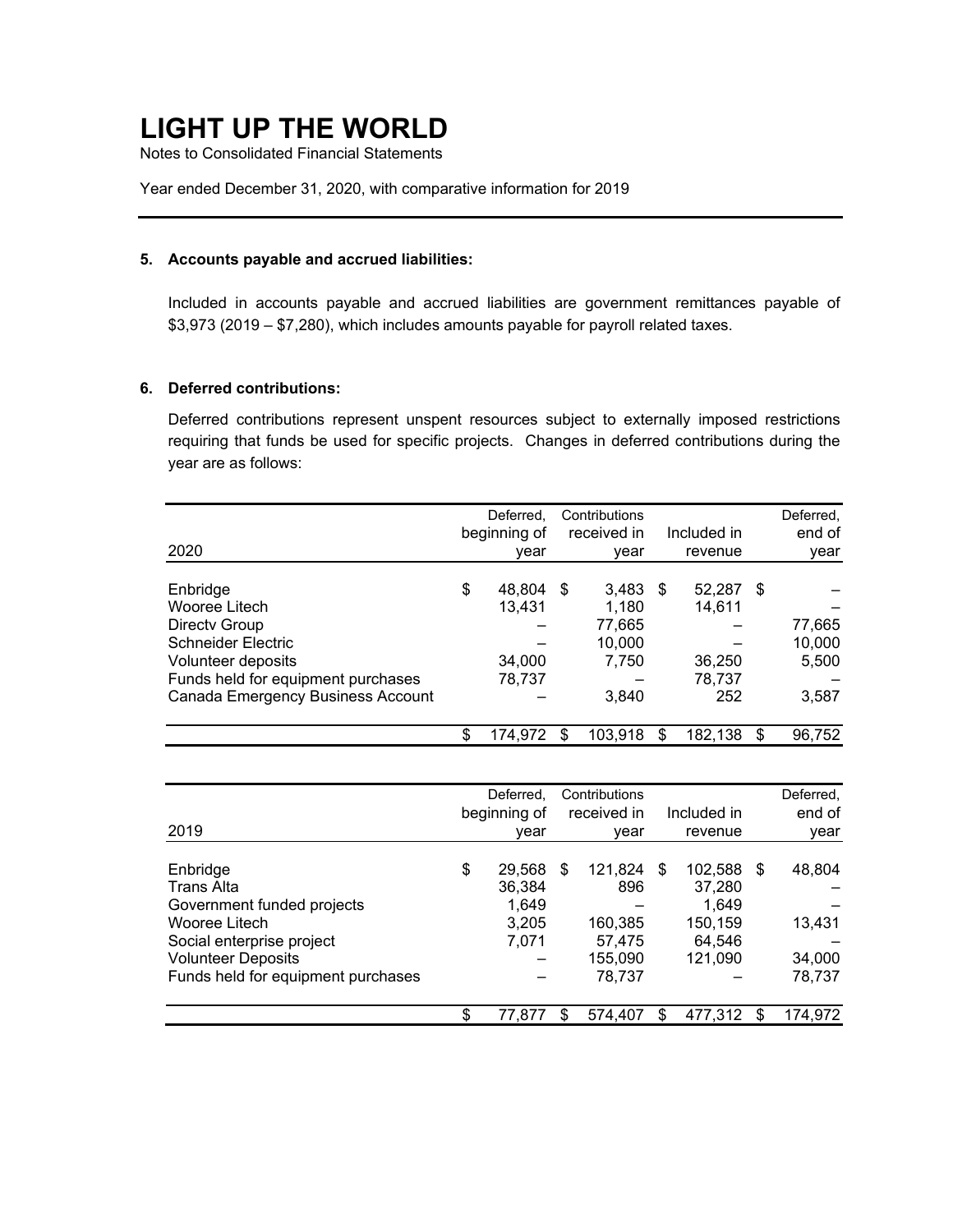# LIGHT UP THE WORLD

Notes to Consolidated Financial Statements

Year ended December 31, 2020, with comparative information for 2019

## 5. Accounts payable and accrued liabilities:

Included in accounts payable and accrued liabilities are government remittances payable of $3,973 (2019 – $7,280), which includes amounts payable for payroll related taxes.

## 6. Deferred contributions:

Deferred contributions represent unspent resources subject to externally imposed restrictions requiring that funds be used for specific projects. Changes in deferred contributions during the year are as follows:

| 2020 | Deferred, beginning of year | Contributions received in year | Included in revenue | Deferred, end of year |
|---|---|---|---|---|
| Enbridge | $ 48,804 | $ 3,483 | $ 52,287 | $ – |
| Wooree Litech | 13,431 | 1,180 | 14,611 | – |
| Directv Group | – | 77,665 | – | 77,665 |
| Schneider Electric | – | 10,000 | – | 10,000 |
| Volunteer deposits | 34,000 | 7,750 | 36,250 | 5,500 |
| Funds held for equipment purchases | 78,737 | – | 78,737 | – |
| Canada Emergency Business Account | – | 3,840 | 252 | 3,587 |
| | $ 174,972 | $ 103,918 | $ 182,138 | $ 96,752 |

| 2019 | Deferred, beginning of year | Contributions received in year | Included in revenue | Deferred, end of year |
|---|---|---|---|---|
| Enbridge | $ 29,568 | $ 121,824 | $ 102,588 | $ 48,804 |
| Trans Alta | 36,384 | 896 | 37,280 | – |
| Government funded projects | 1,649 | – | 1,649 | – |
| Wooree Litech | 3,205 | 160,385 | 150,159 | 13,431 |
| Social enterprise project | 7,071 | 57,475 | 64,546 | – |
| Volunteer Deposits | – | 155,090 | 121,090 | 34,000 |
| Funds held for equipment purchases | – | 78,737 | – | 78,737 |
| | $ 77,877 | $ 574,407 | $ 477,312 | $ 174,972 |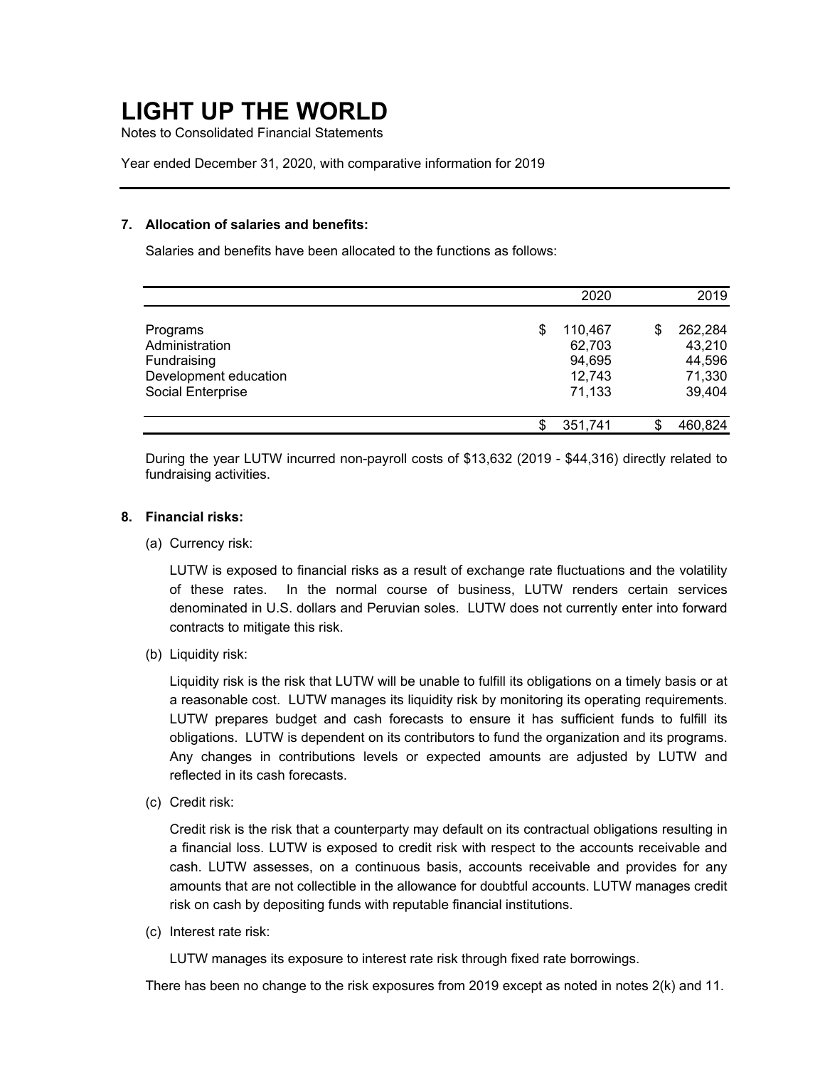# LIGHT UP THE WORLD

Notes to Consolidated Financial Statements

Year ended December 31, 2020, with comparative information for 2019

### 7. Allocation of salaries and benefits:

Salaries and benefits have been allocated to the functions as follows:

| | 2020 | 2019 |
|---|---|---|
| Programs | $ 110,467 | $ 262,284 |
| Administration | 62,703 | 43,210 |
| Fundraising | 94,695 | 44,596 |
| Development education | 12,743 | 71,330 |
| Social Enterprise | 71,133 | 39,404 |
| | $ 351,741 | $ 460,824 |

During the year LUTW incurred non-payroll costs of $13,632 (2019 - $44,316) directly related to fundraising activities.

### 8. Financial risks:

(a) Currency risk:

LUTW is exposed to financial risks as a result of exchange rate fluctuations and the volatility of these rates. In the normal course of business, LUTW renders certain services denominated in U.S. dollars and Peruvian soles. LUTW does not currently enter into forward contracts to mitigate this risk.

(b) Liquidity risk:

Liquidity risk is the risk that LUTW will be unable to fulfill its obligations on a timely basis or at a reasonable cost. LUTW manages its liquidity risk by monitoring its operating requirements. LUTW prepares budget and cash forecasts to ensure it has sufficient funds to fulfill its obligations. LUTW is dependent on its contributors to fund the organization and its programs. Any changes in contributions levels or expected amounts are adjusted by LUTW and reflected in its cash forecasts.

(c) Credit risk:

Credit risk is the risk that a counterparty may default on its contractual obligations resulting in a financial loss. LUTW is exposed to credit risk with respect to the accounts receivable and cash. LUTW assesses, on a continuous basis, accounts receivable and provides for any amounts that are not collectible in the allowance for doubtful accounts. LUTW manages credit risk on cash by depositing funds with reputable financial institutions.

(c) Interest rate risk:

LUTW manages its exposure to interest rate risk through fixed rate borrowings.

There has been no change to the risk exposures from 2019 except as noted in notes 2(k) and 11.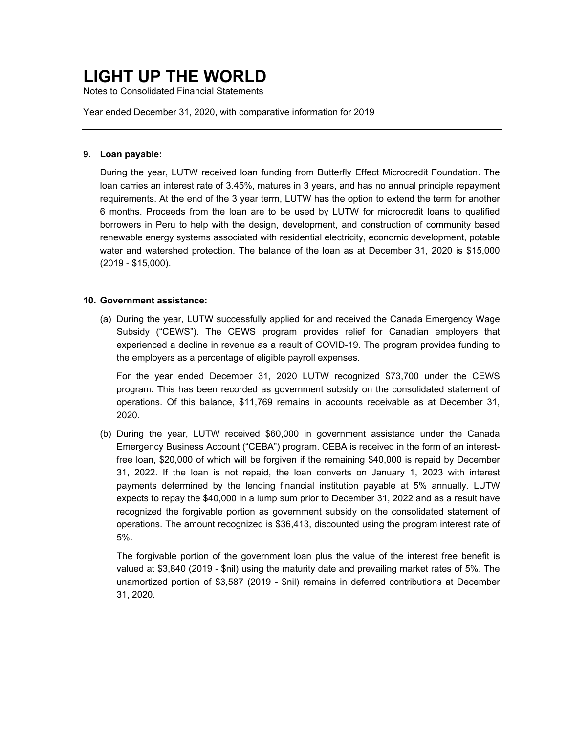# LIGHT UP THE WORLD

Notes to Consolidated Financial Statements

Year ended December 31, 2020, with comparative information for 2019

---

**9. Loan payable:**

During the year, LUTW received loan funding from Butterfly Effect Microcredit Foundation. The loan carries an interest rate of 3.45%, matures in 3 years, and has no annual principle repayment requirements. At the end of the 3 year term, LUTW has the option to extend the term for another 6 months. Proceeds from the loan are to be used by LUTW for microcredit loans to qualified borrowers in Peru to help with the design, development, and construction of community based renewable energy systems associated with residential electricity, economic development, potable water and watershed protection. The balance of the loan as at December 31, 2020 is $15,000 (2019 - $15,000).

**10. Government assistance:**

(a) During the year, LUTW successfully applied for and received the Canada Emergency Wage Subsidy ("CEWS"). The CEWS program provides relief for Canadian employers that experienced a decline in revenue as a result of COVID-19. The program provides funding to the employers as a percentage of eligible payroll expenses.

For the year ended December 31, 2020 LUTW recognized $73,700 under the CEWS program. This has been recorded as government subsidy on the consolidated statement of operations. Of this balance, $11,769 remains in accounts receivable as at December 31, 2020.

(b) During the year, LUTW received $60,000 in government assistance under the Canada Emergency Business Account ("CEBA") program. CEBA is received in the form of an interest-free loan, $20,000 of which will be forgiven if the remaining $40,000 is repaid by December 31, 2022. If the loan is not repaid, the loan converts on January 1, 2023 with interest payments determined by the lending financial institution payable at 5% annually. LUTW expects to repay the $40,000 in a lump sum prior to December 31, 2022 and as a result have recognized the forgivable portion as government subsidy on the consolidated statement of operations. The amount recognized is $36,413, discounted using the program interest rate of 5%.

The forgivable portion of the government loan plus the value of the interest free benefit is valued at $3,840 (2019 - $nil) using the maturity date and prevailing market rates of 5%. The unamortized portion of $3,587 (2019 - $nil) remains in deferred contributions at December 31, 2020.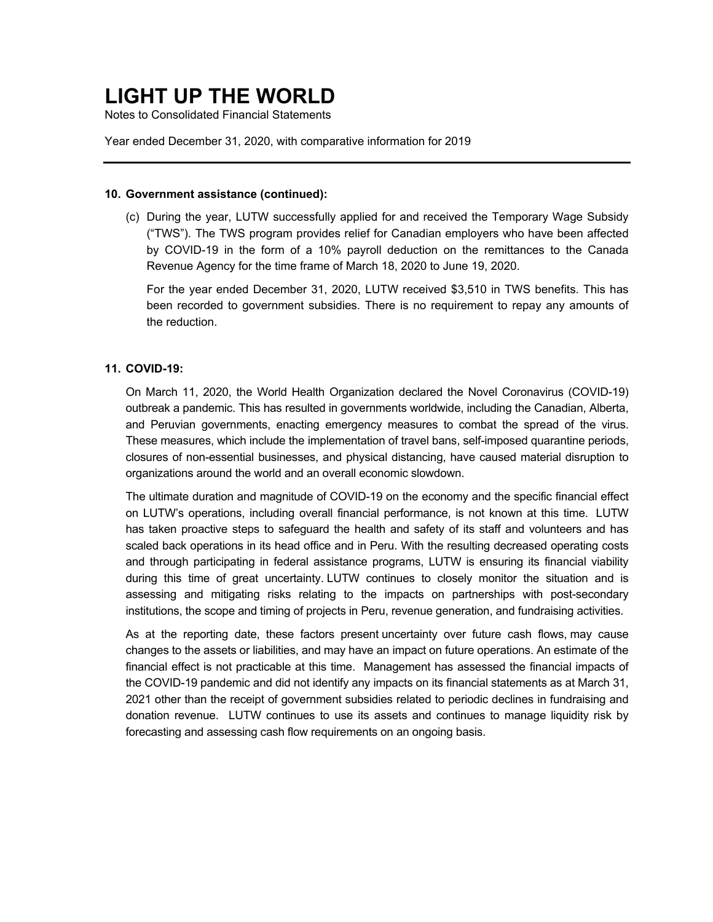**10. Government assistance (continued):**

(c) During the year, LUTW successfully applied for and received the Temporary Wage Subsidy ("TWS"). The TWS program provides relief for Canadian employers who have been affected by COVID-19 in the form of a 10% payroll deduction on the remittances to the Canada Revenue Agency for the time frame of March 18, 2020 to June 19, 2020.

For the year ended December 31, 2020, LUTW received $3,510 in TWS benefits. This has been recorded to government subsidies. There is no requirement to repay any amounts of the reduction.

**11. COVID-19:**

On March 11, 2020, the World Health Organization declared the Novel Coronavirus (COVID-19) outbreak a pandemic. This has resulted in governments worldwide, including the Canadian, Alberta, and Peruvian governments, enacting emergency measures to combat the spread of the virus. These measures, which include the implementation of travel bans, self-imposed quarantine periods, closures of non-essential businesses, and physical distancing, have caused material disruption to organizations around the world and an overall economic slowdown.

The ultimate duration and magnitude of COVID-19 on the economy and the specific financial effect on LUTW's operations, including overall financial performance, is not known at this time. LUTW has taken proactive steps to safeguard the health and safety of its staff and volunteers and has scaled back operations in its head office and in Peru. With the resulting decreased operating costs and through participating in federal assistance programs, LUTW is ensuring its financial viability during this time of great uncertainty. LUTW continues to closely monitor the situation and is assessing and mitigating risks relating to the impacts on partnerships with post-secondary institutions, the scope and timing of projects in Peru, revenue generation, and fundraising activities.

As at the reporting date, these factors present uncertainty over future cash flows, may cause changes to the assets or liabilities, and may have an impact on future operations. An estimate of the financial effect is not practicable at this time. Management has assessed the financial impacts of the COVID-19 pandemic and did not identify any impacts on its financial statements as at March 31, 2021 other than the receipt of government subsidies related to periodic declines in fundraising and donation revenue. LUTW continues to use its assets and continues to manage liquidity risk by forecasting and assessing cash flow requirements on an ongoing basis.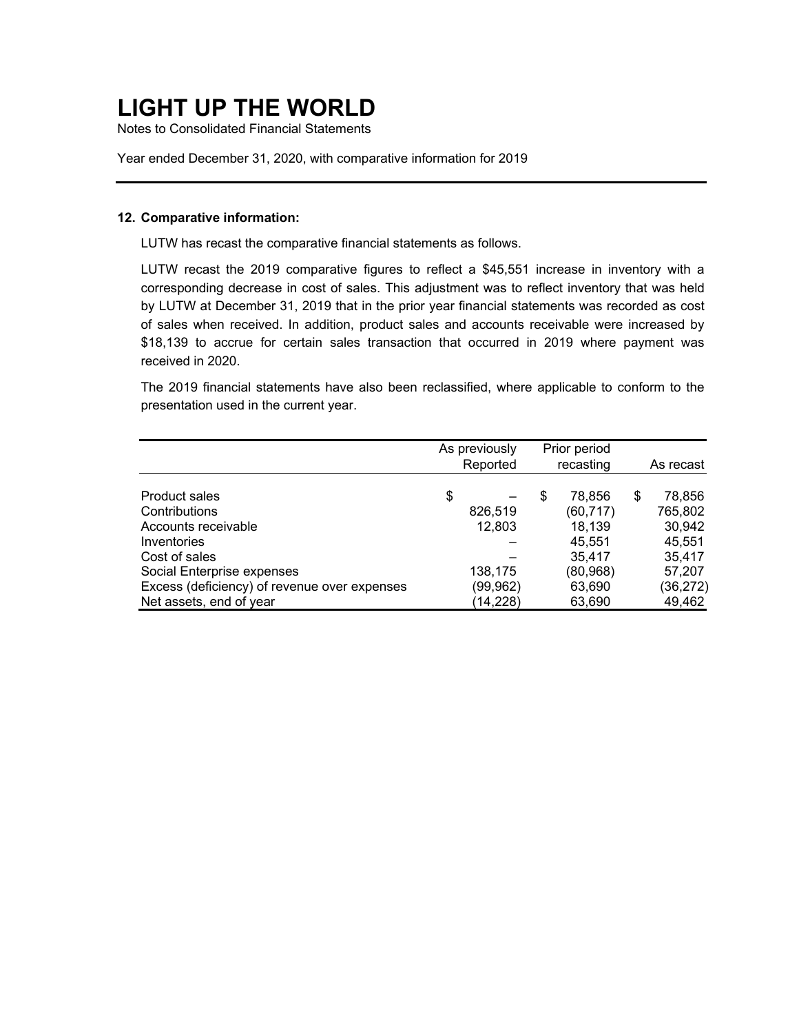# LIGHT UP THE WORLD

Notes to Consolidated Financial Statements

Year ended December 31, 2020, with comparative information for 2019

---

### 12. Comparative information:

LUTW has recast the comparative financial statements as follows.

LUTW recast the 2019 comparative figures to reflect a $45,551 increase in inventory with a corresponding decrease in cost of sales. This adjustment was to reflect inventory that was held by LUTW at December 31, 2019 that in the prior year financial statements was recorded as cost of sales when received. In addition, product sales and accounts receivable were increased by $18,139 to accrue for certain sales transaction that occurred in 2019 where payment was received in 2020.

The 2019 financial statements have also been reclassified, where applicable to conform to the presentation used in the current year.

| | As previously Reported | Prior period recasting | As recast |
|---|---|---|---|
| Product sales | $ – | $ 78,856 | $ 78,856 |
| Contributions | 826,519 | (60,717) | 765,802 |
| Accounts receivable | 12,803 | 18,139 | 30,942 |
| Inventories | – | 45,551 | 45,551 |
| Cost of sales | – | 35,417 | 35,417 |
| Social Enterprise expenses | 138,175 | (80,968) | 57,207 |
| Excess (deficiency) of revenue over expenses | (99,962) | 63,690 | (36,272) |
| Net assets, end of year | (14,228) | 63,690 | 49,462 |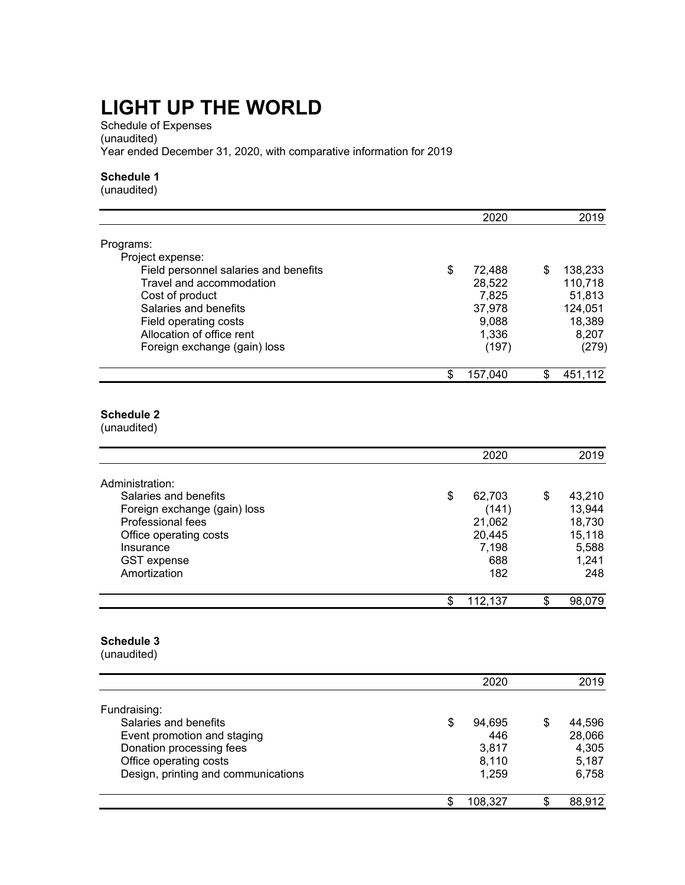# LIGHT UP THE WORLD

Schedule of Expenses
(unaudited)
Year ended December 31, 2020, with comparative information for 2019

**Schedule 1**
(unaudited)

| | 2020 | 2019 |
|---|---|---|
| Programs: | | |
| Project expense: | | |
| Field personnel salaries and benefits | $ 72,488 | $ 138,233 |
| Travel and accommodation | 28,522 | 110,718 |
| Cost of product | 7,825 | 51,813 |
| Salaries and benefits | 37,978 | 124,051 |
| Field operating costs | 9,088 | 18,389 |
| Allocation of office rent | 1,336 | 8,207 |
| Foreign exchange (gain) loss | (197) | (279) |
| | $ 157,040 | $ 451,112 |

**Schedule 2**
(unaudited)

| | 2020 | 2019 |
|---|---|---|
| Administration: | | |
| Salaries and benefits | $ 62,703 | $ 43,210 |
| Foreign exchange (gain) loss | (141) | 13,944 |
| Professional fees | 21,062 | 18,730 |
| Office operating costs | 20,445 | 15,118 |
| Insurance | 7,198 | 5,588 |
| GST expense | 688 | 1,241 |
| Amortization | 182 | 248 |
| | $ 112,137 | $ 98,079 |

**Schedule 3**
(unaudited)

| | 2020 | 2019 |
|---|---|---|
| Fundraising: | | |
| Salaries and benefits | $ 94,695 | $ 44,596 |
| Event promotion and staging | 446 | 28,066 |
| Donation processing fees | 3,817 | 4,305 |
| Office operating costs | 8,110 | 5,187 |
| Design, printing and communications | 1,259 | 6,758 |
| | $ 108,327 | $ 88,912 |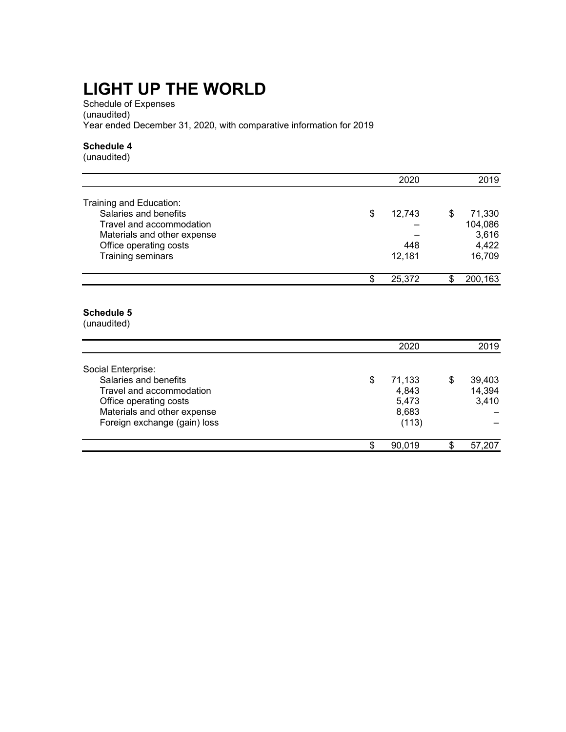# LIGHT UP THE WORLD

Schedule of Expenses
(unaudited)
Year ended December 31, 2020, with comparative information for 2019

**Schedule 4**
(unaudited)

| | 2020 | 2019 |
|---|---|---|
| Training and Education: | | |
| Salaries and benefits | $ 12,743 | $ 71,330 |
| Travel and accommodation | – | 104,086 |
| Materials and other expense | – | 3,616 |
| Office operating costs | 448 | 4,422 |
| Training seminars | 12,181 | 16,709 |
| | $ 25,372 | $ 200,163 |

**Schedule 5**
(unaudited)

| | 2020 | 2019 |
|---|---|---|
| Social Enterprise: | | |
| Salaries and benefits | $ 71,133 | $ 39,403 |
| Travel and accommodation | 4,843 | 14,394 |
| Office operating costs | 5,473 | 3,410 |
| Materials and other expense | 8,683 | – |
| Foreign exchange (gain) loss | (113) | – |
| | $ 90,019 | $ 57,207 |